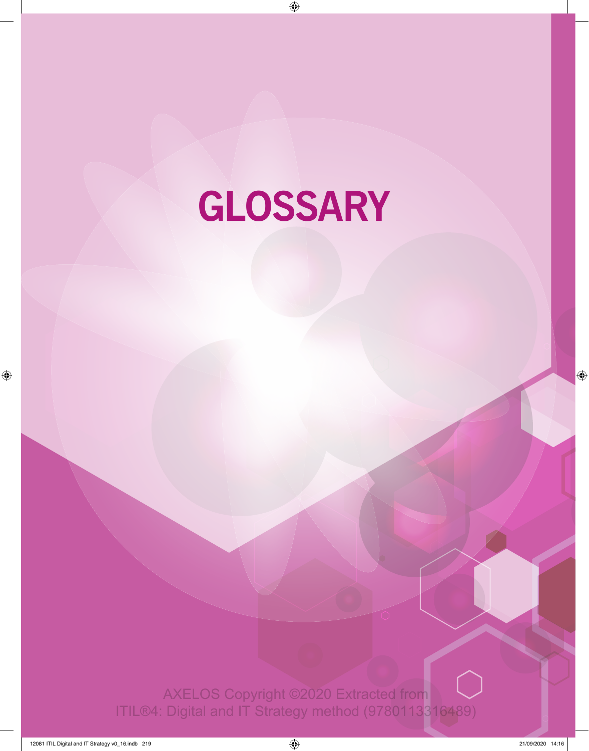# GLOSSARY

AXELOS Copyright ©2020 Extracted from ITIL®4: Digital and IT Strategy method (9780113316489)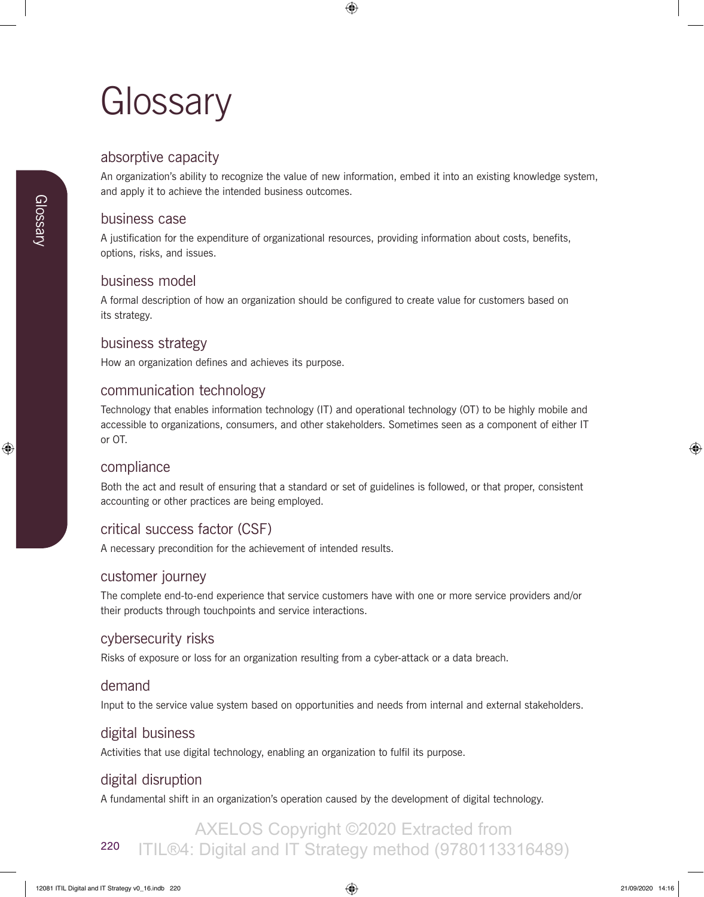# Glossary

### absorptive capacity

An organization's ability to recognize the value of new information, embed it into an existing knowledge system, and apply it to achieve the intended business outcomes.

### business case

A justification for the expenditure of organizational resources, providing information about costs, benefits, options, risks, and issues.

### business model

A formal description of how an organization should be configured to create value for customers based on its strategy.

### business strategy

How an organization defines and achieves its purpose.

### communication technology

Technology that enables information technology (IT) and operational technology (OT) to be highly mobile and accessible to organizations, consumers, and other stakeholders. Sometimes seen as a component of either IT or OT.

### compliance

Both the act and result of ensuring that a standard or set of guidelines is followed, or that proper, consistent accounting or other practices are being employed.

### critical success factor (CSF)

A necessary precondition for the achievement of intended results.

### customer journey

The complete end-to-end experience that service customers have with one or more service providers and/or their products through touchpoints and service interactions.

### cybersecurity risks

Risks of exposure or loss for an organization resulting from a cyber-attack or a data breach.

### demand

Input to the service value system based on opportunities and needs from internal and external stakeholders.

### digital business

Activities that use digital technology, enabling an organization to fulfil its purpose.

### digital disruption

A fundamental shift in an organization's operation caused by the development of digital technology.

AXELOS Copyright ©2020 Extracted from ITIL®4: Digital and IT Strategy method (9780113316489)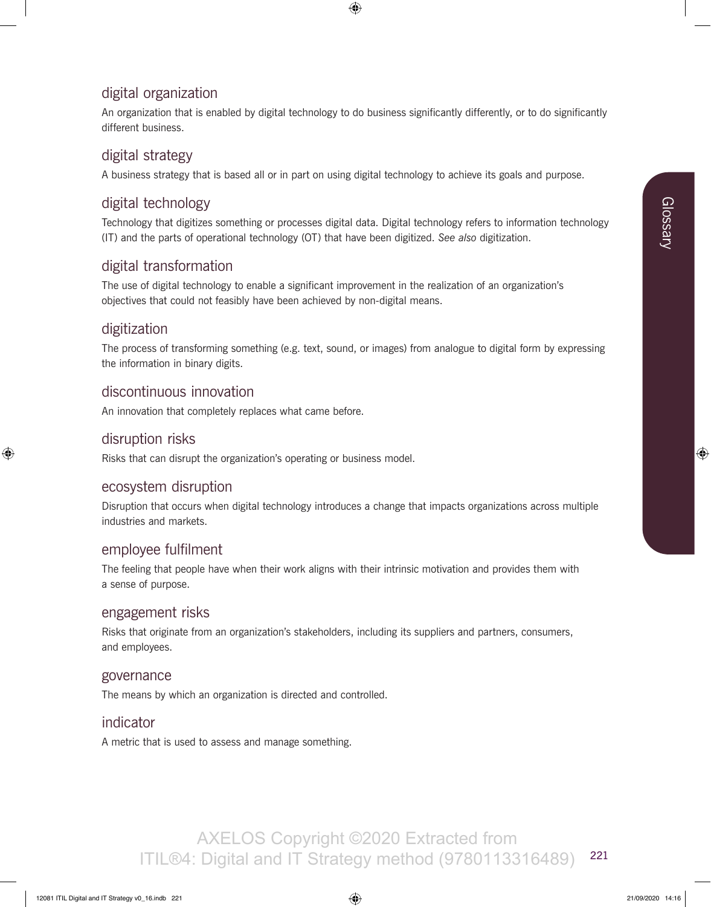## digital organization

An organization that is enabled by digital technology to do business significantly differently, or to do significantly different business.

## digital strategy

A business strategy that is based all or in part on using digital technology to achieve its goals and purpose.

## digital technology

Technology that digitizes something or processes digital data. Digital technology refers to information technology (IT) and the parts of operational technology (OT) that have been digitized. *See also* digitization.

## digital transformation

The use of digital technology to enable a significant improvement in the realization of an organization's objectives that could not feasibly have been achieved by non-digital means.

## digitization

The process of transforming something (e.g. text, sound, or images) from analogue to digital form by expressing the information in binary digits.

## discontinuous innovation

An innovation that completely replaces what came before.

## disruption risks

Risks that can disrupt the organization's operating or business model.

## ecosystem disruption

Disruption that occurs when digital technology introduces a change that impacts organizations across multiple industries and markets.

## employee fulfilment

The feeling that people have when their work aligns with their intrinsic motivation and provides them with a sense of purpose.

## engagement risks

Risks that originate from an organization's stakeholders, including its suppliers and partners, consumers, and employees.

## governance

The means by which an organization is directed and controlled.

## indicator

A metric that is used to assess and manage something.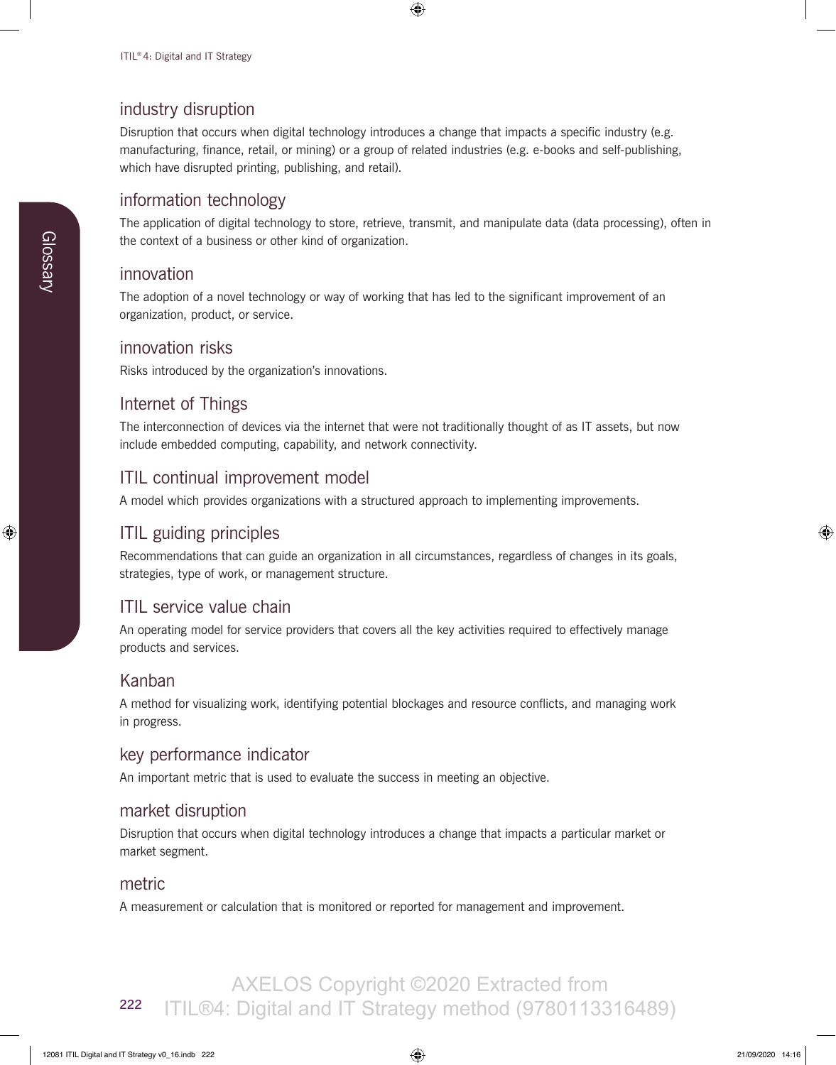## industry disruption

Disruption that occurs when digital technology introduces a change that impacts a specific industry (e.g. manufacturing, finance, retail, or mining) or a group of related industries (e.g. e-books and self-publishing, which have disrupted printing, publishing, and retail).

## information technology

The application of digital technology to store, retrieve, transmit, and manipulate data (data processing), often in the context of a business or other kind of organization.

## innovation

The adoption of a novel technology or way of working that has led to the significant improvement of an organization, product, or service.

## innovation risks

Risks introduced by the organization's innovations.

## Internet of Things

The interconnection of devices via the internet that were not traditionally thought of as IT assets, but now include embedded computing, capability, and network connectivity.

## ITIL continual improvement model

A model which provides organizations with a structured approach to implementing improvements.

## ITIL guiding principles

Recommendations that can guide an organization in all circumstances, regardless of changes in its goals, strategies, type of work, or management structure.

## ITIL service value chain

An operating model for service providers that covers all the key activities required to effectively manage products and services.

## Kanban

A method for visualizing work, identifying potential blockages and resource conflicts, and managing work in progress.

## key performance indicator

An important metric that is used to evaluate the success in meeting an objective.

## market disruption

Disruption that occurs when digital technology introduces a change that impacts a particular market or market segment.

## metric

A measurement or calculation that is monitored or reported for management and improvement.

AXELOS Copyright ©2020 Extracted from ITIL®4: Digital and IT Strategy method (9780113316489)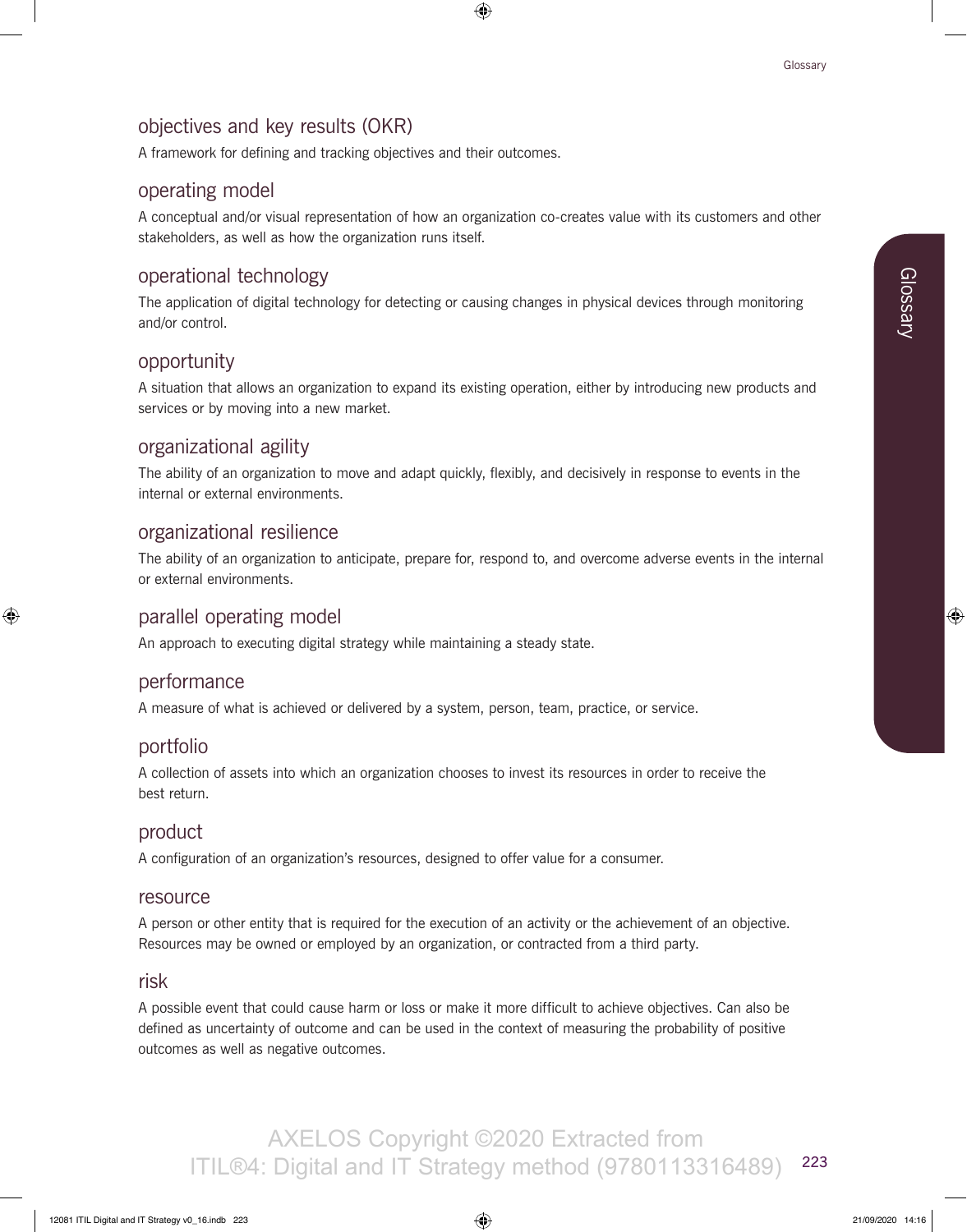## objectives and key results (OKR)

A framework for defining and tracking objectives and their outcomes.

## operating model

A conceptual and/or visual representation of how an organization co-creates value with its customers and other stakeholders, as well as how the organization runs itself.

## operational technology

The application of digital technology for detecting or causing changes in physical devices through monitoring and/or control.

## opportunity

A situation that allows an organization to expand its existing operation, either by introducing new products and services or by moving into a new market.

## organizational agility

The ability of an organization to move and adapt quickly, flexibly, and decisively in response to events in the internal or external environments.

## organizational resilience

The ability of an organization to anticipate, prepare for, respond to, and overcome adverse events in the internal or external environments.

## parallel operating model

An approach to executing digital strategy while maintaining a steady state.

## performance

A measure of what is achieved or delivered by a system, person, team, practice, or service.

## portfolio

A collection of assets into which an organization chooses to invest its resources in order to receive the best return.

## product

A configuration of an organization's resources, designed to offer value for a consumer.

## resource

A person or other entity that is required for the execution of an activity or the achievement of an objective. Resources may be owned or employed by an organization, or contracted from a third party.

## risk

A possible event that could cause harm or loss or make it more difficult to achieve objectives. Can also be defined as uncertainty of outcome and can be used in the context of measuring the probability of positive outcomes as well as negative outcomes.

AXELOS Copyright ©2020 Extracted from ITIL®4: Digital and IT Strategy method (9780113316489)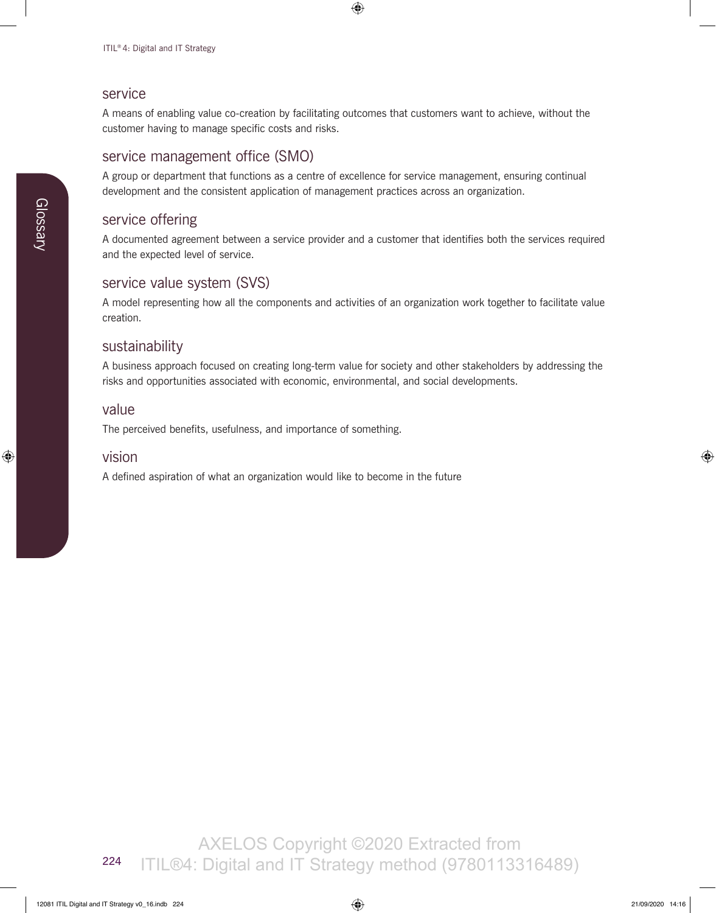### service

A means of enabling value co-creation by facilitating outcomes that customers want to achieve, without the customer having to manage specific costs and risks.

### service management office (SMO)

A group or department that functions as a centre of excellence for service management, ensuring continual development and the consistent application of management practices across an organization.

### service offering

A documented agreement between a service provider and a customer that identifies both the services required and the expected level of service.

### service value system (SVS)

A model representing how all the components and activities of an organization work together to facilitate value creation.

### sustainability

A business approach focused on creating long-term value for society and other stakeholders by addressing the risks and opportunities associated with economic, environmental, and social developments.

### value

The perceived benefits, usefulness, and importance of something.

### vision

A defined aspiration of what an organization would like to become in the future

AXELOS Copyright ©2020 Extracted from
ITIL®4: Digital and IT Strategy method (9780113316489)